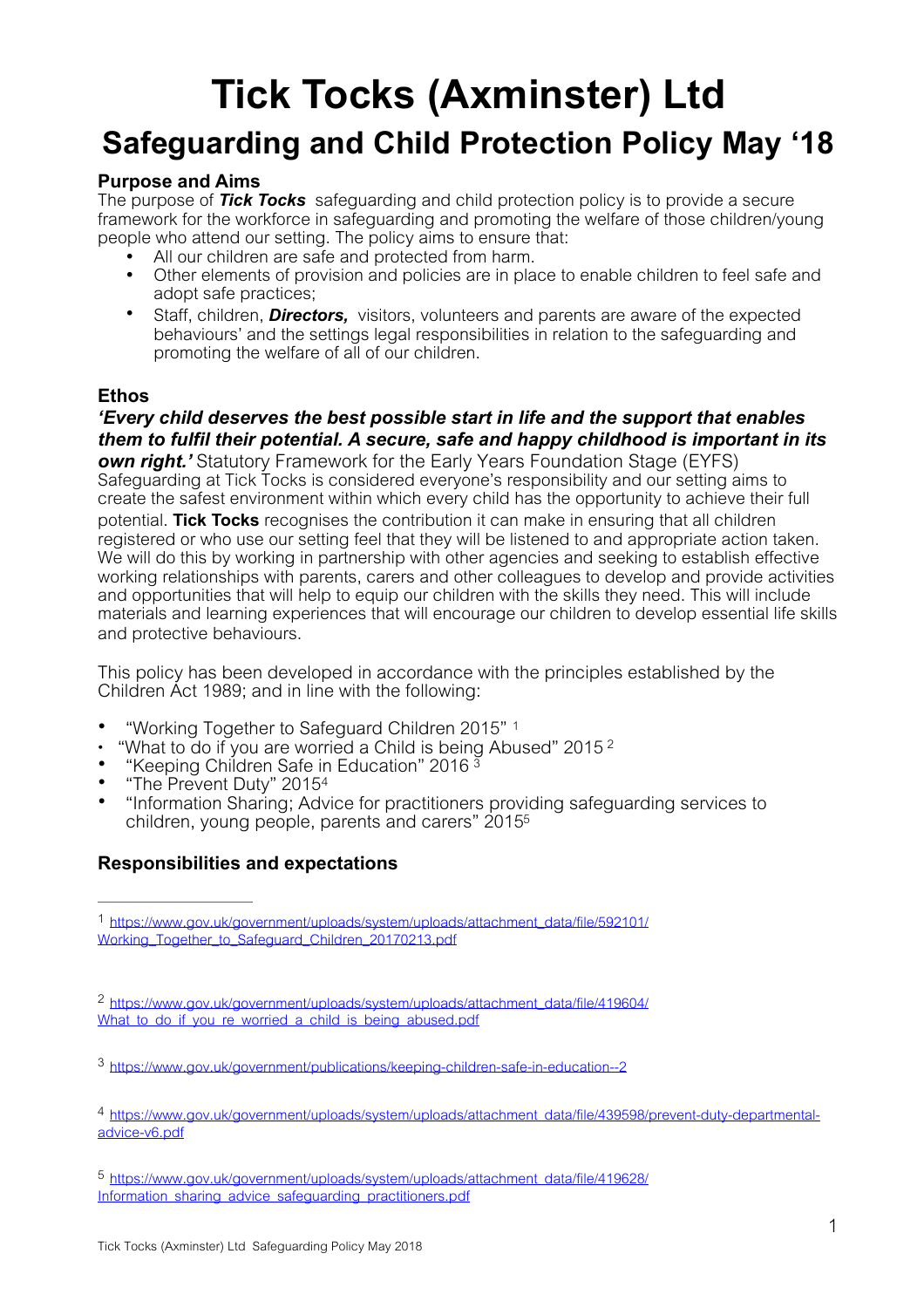# Tick Tocks (Axminster) Ltd

## Safeguarding and Child Protection Policy May '18

### Purpose and Aims

The purpose of ***Tick Tocks*** safeguarding and child protection policy is to provide a secure framework for the workforce in safeguarding and promoting the welfare of those children/young people who attend our setting. The policy aims to ensure that:

- All our children are safe and protected from harm.
- Other elements of provision and policies are in place to enable children to feel safe and adopt safe practices;
- Staff, children, ***Directors,*** visitors, volunteers and parents are aware of the expected behaviours' and the settings legal responsibilities in relation to the safeguarding and promoting the welfare of all of our children.

### Ethos

***'Every child deserves the best possible start in life and the support that enables them to fulfil their potential. A secure, safe and happy childhood is important in its own right.'*** Statutory Framework for the Early Years Foundation Stage (EYFS)

Safeguarding at Tick Tocks is considered everyone's responsibility and our setting aims to create the safest environment within which every child has the opportunity to achieve their full potential. **Tick Tocks** recognises the contribution it can make in ensuring that all children registered or who use our setting feel that they will be listened to and appropriate action taken. We will do this by working in partnership with other agencies and seeking to establish effective working relationships with parents, carers and other colleagues to develop and provide activities and opportunities that will help to equip our children with the skills they need. This will include materials and learning experiences that will encourage our children to develop essential life skills and protective behaviours.

This policy has been developed in accordance with the principles established by the Children Act 1989; and in line with the following:

- "Working Together to Safeguard Children 2015" [1]
- "What to do if you are worried a Child is being Abused" 2015 [2]
- "Keeping Children Safe in Education" 2016 [3]
- "The Prevent Duty" 2015[4]
- "Information Sharing; Advice for practitioners providing safeguarding services to children, young people, parents and carers" 2015[5]

### Responsibilities and expectations

---

[1] https://www.gov.uk/government/uploads/system/uploads/attachment_data/file/592101/Working_Together_to_Safeguard_Children_20170213.pdf

[2] https://www.gov.uk/government/uploads/system/uploads/attachment_data/file/419604/What_to_do_if_you_re_worried_a_child_is_being_abused.pdf

[3] https://www.gov.uk/government/publications/keeping-children-safe-in-education--2

[4] https://www.gov.uk/government/uploads/system/uploads/attachment_data/file/439598/prevent-duty-departmental-advice-v6.pdf

[5] https://www.gov.uk/government/uploads/system/uploads/attachment_data/file/419628/Information_sharing_advice_safeguarding_practitioners.pdf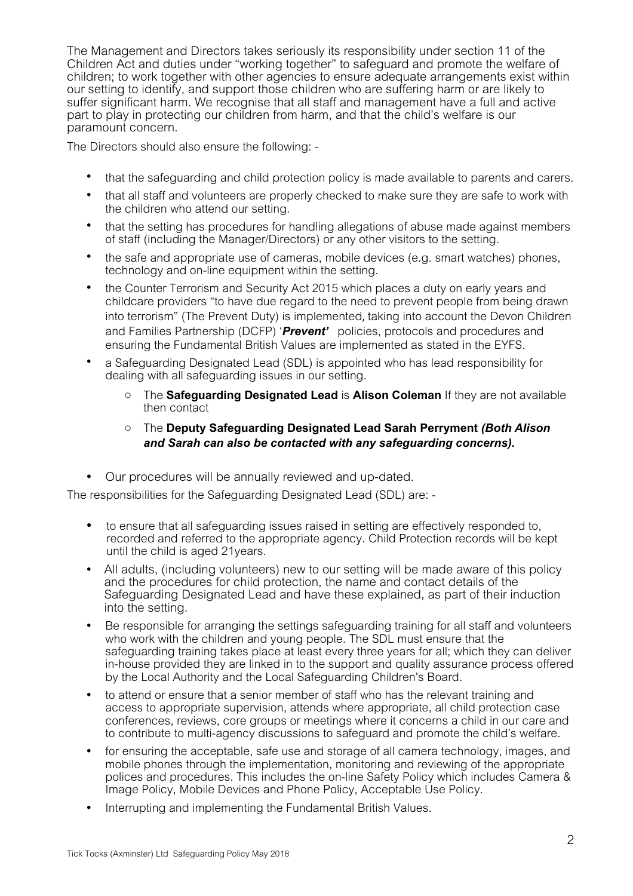The Management and Directors takes seriously its responsibility under section 11 of the Children Act and duties under "working together" to safeguard and promote the welfare of children; to work together with other agencies to ensure adequate arrangements exist within our setting to identify, and support those children who are suffering harm or are likely to suffer significant harm. We recognise that all staff and management have a full and active part to play in protecting our children from harm, and that the child's welfare is our paramount concern.

The Directors should also ensure the following: -

- that the safeguarding and child protection policy is made available to parents and carers.
- that all staff and volunteers are properly checked to make sure they are safe to work with the children who attend our setting.
- that the setting has procedures for handling allegations of abuse made against members of staff (including the Manager/Directors) or any other visitors to the setting.
- the safe and appropriate use of cameras, mobile devices (e.g. smart watches) phones, technology and on-line equipment within the setting.
- the Counter Terrorism and Security Act 2015 which places a duty on early years and childcare providers "to have due regard to the need to prevent people from being drawn into terrorism" (The Prevent Duty) is implemented, taking into account the Devon Children and Families Partnership (DCFP) '***Prevent'*** policies, protocols and procedures and ensuring the Fundamental British Values are implemented as stated in the EYFS.
- a Safeguarding Designated Lead (SDL) is appointed who has lead responsibility for dealing with all safeguarding issues in our setting.
    - The **Safeguarding Designated Lead** is **Alison Coleman** If they are not available then contact
    - The **Deputy Safeguarding Designated Lead Sarah Perryment *(Both Alison and Sarah can also be contacted with any safeguarding concerns).***
- Our procedures will be annually reviewed and up-dated.

The responsibilities for the Safeguarding Designated Lead (SDL) are: -

- to ensure that all safeguarding issues raised in setting are effectively responded to, recorded and referred to the appropriate agency. Child Protection records will be kept until the child is aged 21years.
- All adults, (including volunteers) new to our setting will be made aware of this policy and the procedures for child protection, the name and contact details of the Safeguarding Designated Lead and have these explained, as part of their induction into the setting.
- Be responsible for arranging the settings safeguarding training for all staff and volunteers who work with the children and young people. The SDL must ensure that the safeguarding training takes place at least every three years for all; which they can deliver in-house provided they are linked in to the support and quality assurance process offered by the Local Authority and the Local Safeguarding Children's Board.
- to attend or ensure that a senior member of staff who has the relevant training and access to appropriate supervision, attends where appropriate, all child protection case conferences, reviews, core groups or meetings where it concerns a child in our care and to contribute to multi-agency discussions to safeguard and promote the child's welfare.
- for ensuring the acceptable, safe use and storage of all camera technology, images, and mobile phones through the implementation, monitoring and reviewing of the appropriate polices and procedures. This includes the on-line Safety Policy which includes Camera & Image Policy, Mobile Devices and Phone Policy, Acceptable Use Policy.
- Interrupting and implementing the Fundamental British Values.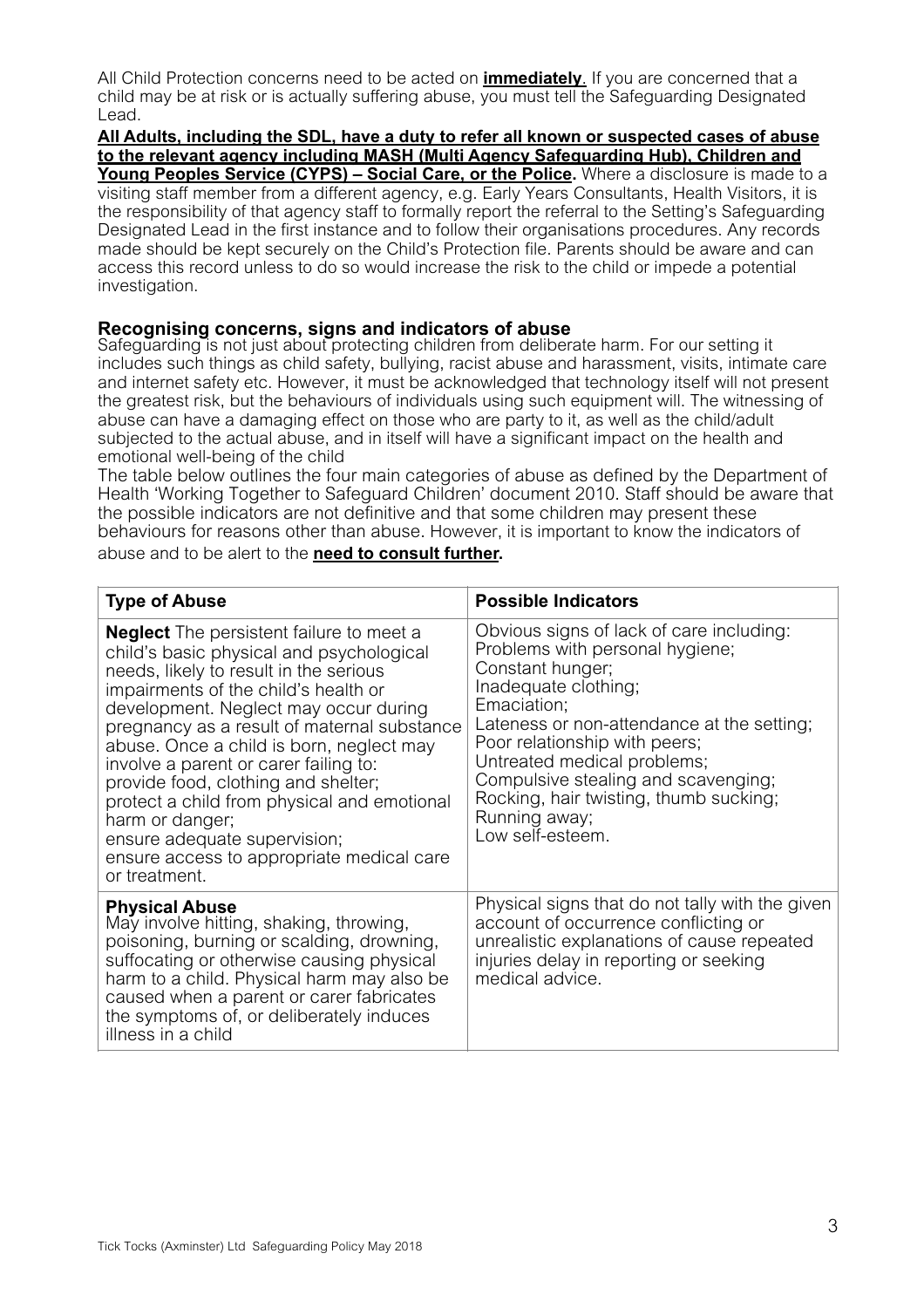All Child Protection concerns need to be acted on **immediately**. If you are concerned that a child may be at risk or is actually suffering abuse, you must tell the Safeguarding Designated Lead.

**All Adults, including the SDL, have a duty to refer all known or suspected cases of abuse to the relevant agency including MASH (Multi Agency Safeguarding Hub), Children and Young Peoples Service (CYPS) – Social Care, or the Police.** Where a disclosure is made to a visiting staff member from a different agency, e.g. Early Years Consultants, Health Visitors, it is the responsibility of that agency staff to formally report the referral to the Setting's Safeguarding Designated Lead in the first instance and to follow their organisations procedures. Any records made should be kept securely on the Child's Protection file. Parents should be aware and can access this record unless to do so would increase the risk to the child or impede a potential investigation.

### Recognising concerns, signs and indicators of abuse

Safeguarding is not just about protecting children from deliberate harm. For our setting it includes such things as child safety, bullying, racist abuse and harassment, visits, intimate care and internet safety etc. However, it must be acknowledged that technology itself will not present the greatest risk, but the behaviours of individuals using such equipment will. The witnessing of abuse can have a damaging effect on those who are party to it, as well as the child/adult subjected to the actual abuse, and in itself will have a significant impact on the health and emotional well-being of the child

The table below outlines the four main categories of abuse as defined by the Department of Health 'Working Together to Safeguard Children' document 2010. Staff should be aware that the possible indicators are not definitive and that some children may present these behaviours for reasons other than abuse. However, it is important to know the indicators of abuse and to be alert to the **need to consult further.**

| Type of Abuse | Possible Indicators |
|---|---|
| **Neglect** The persistent failure to meet a child's basic physical and psychological needs, likely to result in the serious impairments of the child's health or development. Neglect may occur during pregnancy as a result of maternal substance abuse. Once a child is born, neglect may involve a parent or carer failing to: provide food, clothing and shelter; protect a child from physical and emotional harm or danger; ensure adequate supervision; ensure access to appropriate medical care or treatment. | Obvious signs of lack of care including: Problems with personal hygiene; Constant hunger; Inadequate clothing; Emaciation; Lateness or non-attendance at the setting; Poor relationship with peers; Untreated medical problems; Compulsive stealing and scavenging; Rocking, hair twisting, thumb sucking; Running away; Low self-esteem. |
| **Physical Abuse** May involve hitting, shaking, throwing, poisoning, burning or scalding, drowning, suffocating or otherwise causing physical harm to a child. Physical harm may also be caused when a parent or carer fabricates the symptoms of, or deliberately induces illness in a child | Physical signs that do not tally with the given account of occurrence conflicting or unrealistic explanations of cause repeated injuries delay in reporting or seeking medical advice. |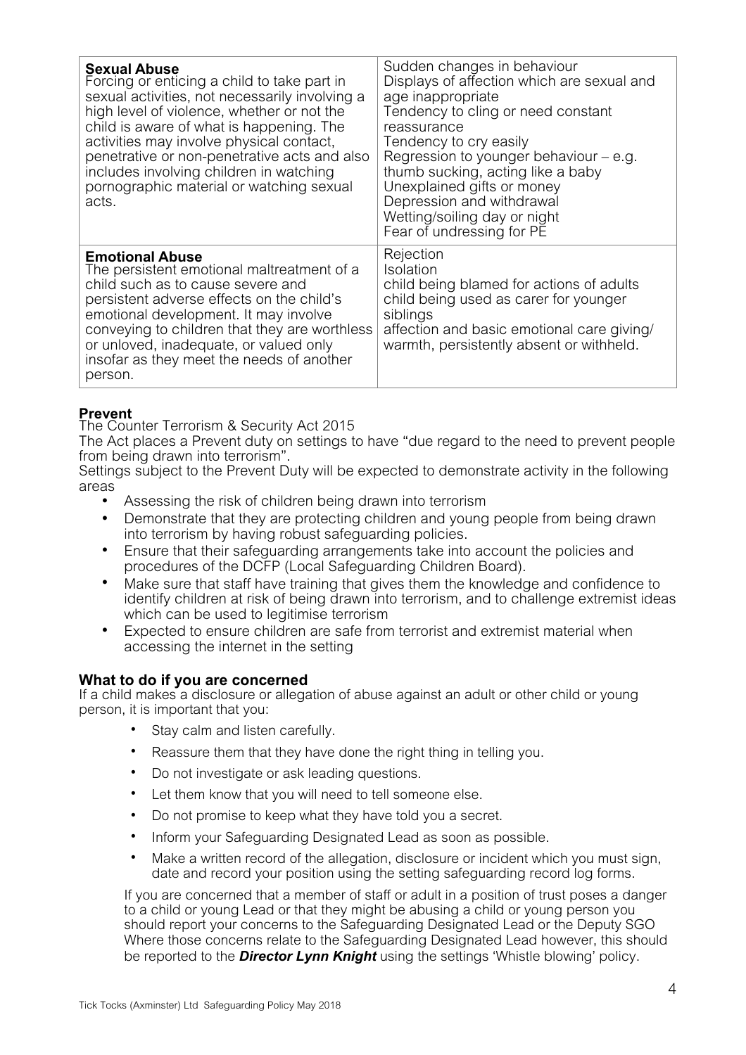| **Sexual Abuse**<br>Forcing or enticing a child to take part in sexual activities, not necessarily involving a high level of violence, whether or not the child is aware of what is happening. The activities may involve physical contact, penetrative or non-penetrative acts and also includes involving children in watching pornographic material or watching sexual acts. | Sudden changes in behaviour<br>Displays of affection which are sexual and age inappropriate<br>Tendency to cling or need constant reassurance<br>Tendency to cry easily<br>Regression to younger behaviour – e.g. thumb sucking, acting like a baby<br>Unexplained gifts or money<br>Depression and withdrawal<br>Wetting/soiling day or night<br>Fear of undressing for PE |
|---|---|
| **Emotional Abuse**<br>The persistent emotional maltreatment of a child such as to cause severe and persistent adverse effects on the child's emotional development. It may involve conveying to children that they are worthless or unloved, inadequate, or valued only insofar as they meet the needs of another person. | Rejection<br>Isolation<br>child being blamed for actions of adults<br>child being used as carer for younger siblings<br>affection and basic emotional care giving/ warmth, persistently absent or withheld. |

**Prevent**
The Counter Terrorism & Security Act 2015
The Act places a Prevent duty on settings to have "due regard to the need to prevent people from being drawn into terrorism".
Settings subject to the Prevent Duty will be expected to demonstrate activity in the following areas

- Assessing the risk of children being drawn into terrorism
- Demonstrate that they are protecting children and young people from being drawn into terrorism by having robust safeguarding policies.
- Ensure that their safeguarding arrangements take into account the policies and procedures of the DCFP (Local Safeguarding Children Board).
- Make sure that staff have training that gives them the knowledge and confidence to identify children at risk of being drawn into terrorism, and to challenge extremist ideas which can be used to legitimise terrorism
- Expected to ensure children are safe from terrorist and extremist material when accessing the internet in the setting

## What to do if you are concerned

If a child makes a disclosure or allegation of abuse against an adult or other child or young person, it is important that you:

- Stay calm and listen carefully.
- Reassure them that they have done the right thing in telling you.
- Do not investigate or ask leading questions.
- Let them know that you will need to tell someone else.
- Do not promise to keep what they have told you a secret.
- Inform your Safeguarding Designated Lead as soon as possible.
- Make a written record of the allegation, disclosure or incident which you must sign, date and record your position using the setting safeguarding record log forms.

If you are concerned that a member of staff or adult in a position of trust poses a danger to a child or young Lead or that they might be abusing a child or young person you should report your concerns to the Safeguarding Designated Lead or the Deputy SGO Where those concerns relate to the Safeguarding Designated Lead however, this should be reported to the ***Director Lynn Knight*** using the settings 'Whistle blowing' policy.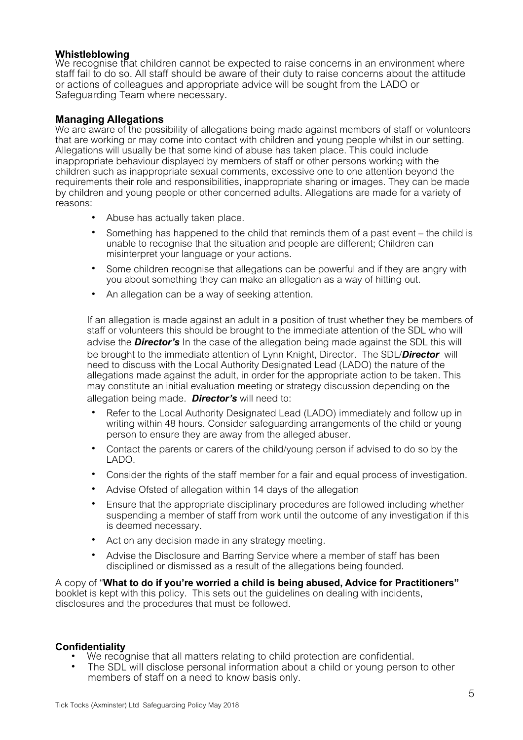**Whistleblowing**
We recognise that children cannot be expected to raise concerns in an environment where staff fail to do so. All staff should be aware of their duty to raise concerns about the attitude or actions of colleagues and appropriate advice will be sought from the LADO or Safeguarding Team where necessary.

**Managing Allegations**
We are aware of the possibility of allegations being made against members of staff or volunteers that are working or may come into contact with children and young people whilst in our setting. Allegations will usually be that some kind of abuse has taken place. This could include inappropriate behaviour displayed by members of staff or other persons working with the children such as inappropriate sexual comments, excessive one to one attention beyond the requirements their role and responsibilities, inappropriate sharing or images. They can be made by children and young people or other concerned adults. Allegations are made for a variety of reasons:

- Abuse has actually taken place.
- Something has happened to the child that reminds them of a past event – the child is unable to recognise that the situation and people are different; Children can misinterpret your language or your actions.
- Some children recognise that allegations can be powerful and if they are angry with you about something they can make an allegation as a way of hitting out.
- An allegation can be a way of seeking attention.

If an allegation is made against an adult in a position of trust whether they be members of staff or volunteers this should be brought to the immediate attention of the SDL who will advise the ***Director's*** In the case of the allegation being made against the SDL this will be brought to the immediate attention of Lynn Knight, Director. The SDL/***Director*** will need to discuss with the Local Authority Designated Lead (LADO) the nature of the allegations made against the adult, in order for the appropriate action to be taken. This may constitute an initial evaluation meeting or strategy discussion depending on the allegation being made. ***Director's*** will need to:

- Refer to the Local Authority Designated Lead (LADO) immediately and follow up in writing within 48 hours. Consider safeguarding arrangements of the child or young person to ensure they are away from the alleged abuser.
- Contact the parents or carers of the child/young person if advised to do so by the LADO.
- Consider the rights of the staff member for a fair and equal process of investigation.
- Advise Ofsted of allegation within 14 days of the allegation
- Ensure that the appropriate disciplinary procedures are followed including whether suspending a member of staff from work until the outcome of any investigation if this is deemed necessary.
- Act on any decision made in any strategy meeting.
- Advise the Disclosure and Barring Service where a member of staff has been disciplined or dismissed as a result of the allegations being founded.

A copy of "**What to do if you're worried a child is being abused, Advice for Practitioners"** booklet is kept with this policy. This sets out the guidelines on dealing with incidents, disclosures and the procedures that must be followed.

**Confidentiality**

- We recognise that all matters relating to child protection are confidential.
- The SDL will disclose personal information about a child or young person to other members of staff on a need to know basis only.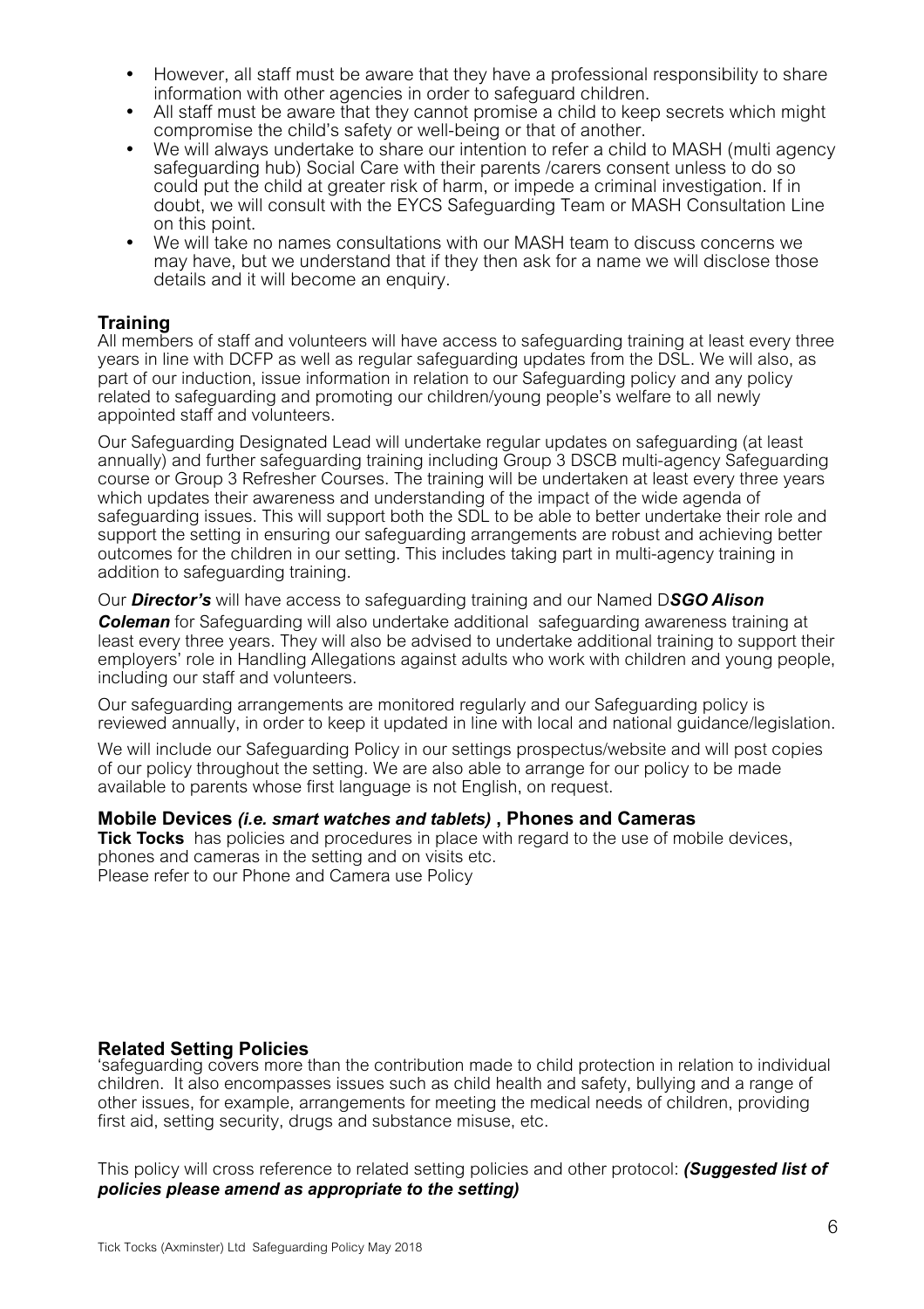- However, all staff must be aware that they have a professional responsibility to share information with other agencies in order to safeguard children.
- All staff must be aware that they cannot promise a child to keep secrets which might compromise the child's safety or well-being or that of another.
- We will always undertake to share our intention to refer a child to MASH (multi agency safeguarding hub) Social Care with their parents /carers consent unless to do so could put the child at greater risk of harm, or impede a criminal investigation. If in doubt, we will consult with the EYCS Safeguarding Team or MASH Consultation Line on this point.
- We will take no names consultations with our MASH team to discuss concerns we may have, but we understand that if they then ask for a name we will disclose those details and it will become an enquiry.

### Training

All members of staff and volunteers will have access to safeguarding training at least every three years in line with DCFP as well as regular safeguarding updates from the DSL. We will also, as part of our induction, issue information in relation to our Safeguarding policy and any policy related to safeguarding and promoting our children/young people's welfare to all newly appointed staff and volunteers.

Our Safeguarding Designated Lead will undertake regular updates on safeguarding (at least annually) and further safeguarding training including Group 3 DSCB multi-agency Safeguarding course or Group 3 Refresher Courses. The training will be undertaken at least every three years which updates their awareness and understanding of the impact of the wide agenda of safeguarding issues. This will support both the SDL to be able to better undertake their role and support the setting in ensuring our safeguarding arrangements are robust and achieving better outcomes for the children in our setting. This includes taking part in multi-agency training in addition to safeguarding training.

Our ***Director's*** will have access to safeguarding training and our Named D***SGO Alison Coleman*** for Safeguarding will also undertake additional safeguarding awareness training at least every three years. They will also be advised to undertake additional training to support their employers' role in Handling Allegations against adults who work with children and young people, including our staff and volunteers.

Our safeguarding arrangements are monitored regularly and our Safeguarding policy is reviewed annually, in order to keep it updated in line with local and national guidance/legislation.

We will include our Safeguarding Policy in our settings prospectus/website and will post copies of our policy throughout the setting. We are also able to arrange for our policy to be made available to parents whose first language is not English, on request.

### Mobile Devices *(i.e. smart watches and tablets)* , Phones and Cameras

**Tick Tocks** has policies and procedures in place with regard to the use of mobile devices, phones and cameras in the setting and on visits etc.
Please refer to our Phone and Camera use Policy

### Related Setting Policies

'safeguarding covers more than the contribution made to child protection in relation to individual children. It also encompasses issues such as child health and safety, bullying and a range of other issues, for example, arrangements for meeting the medical needs of children, providing first aid, setting security, drugs and substance misuse, etc.

This policy will cross reference to related setting policies and other protocol: ***(Suggested list of policies please amend as appropriate to the setting)***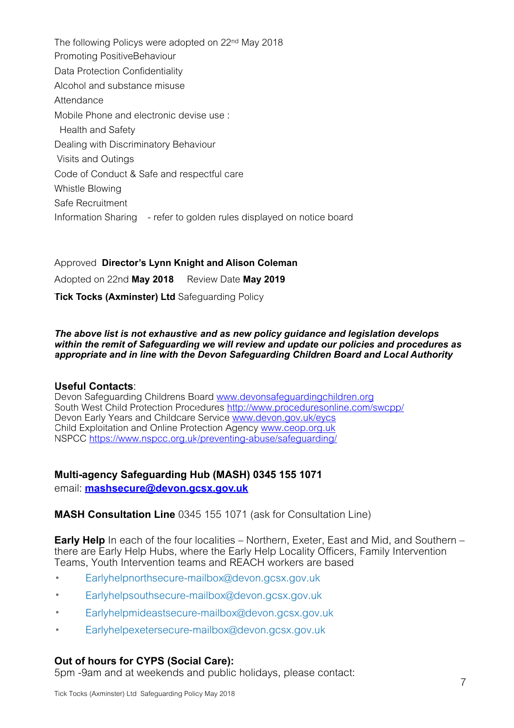The following Policys were adopted on 22nd May 2018

Promoting PositiveBehaviour

Data Protection Confidentiality

Alcohol and substance misuse

Attendance

Mobile Phone and electronic devise use :

Health and Safety

Dealing with Discriminatory Behaviour

Visits and Outings

Code of Conduct & Safe and respectful care

Whistle Blowing

Safe Recruitment

Information Sharing - refer to golden rules displayed on notice board

Approved **Director's Lynn Knight and Alison Coleman**

Adopted on 22nd **May 2018** Review Date **May 2019**

**Tick Tocks (Axminster) Ltd** Safeguarding Policy

***The above list is not exhaustive and as new policy guidance and legislation develops within the remit of Safeguarding we will review and update our policies and procedures as appropriate and in line with the Devon Safeguarding Children Board and Local Authority***

**Useful Contacts**:

Devon Safeguarding Childrens Board www.devonsafeguardingchildren.org
South West Child Protection Procedures http://www.proceduresonline.com/swcpp/
Devon Early Years and Childcare Service www.devon.gov.uk/eycs
Child Exploitation and Online Protection Agency www.ceop.org.uk
NSPCC https://www.nspcc.org.uk/preventing-abuse/safeguarding/

**Multi-agency Safeguarding Hub (MASH) 0345 155 1071**
email: **mashsecure@devon.gcsx.gov.uk**

**MASH Consultation Line** 0345 155 1071 (ask for Consultation Line)

**Early Help** In each of the four localities – Northern, Exeter, East and Mid, and Southern – there are Early Help Hubs, where the Early Help Locality Officers, Family Intervention Teams, Youth Intervention teams and REACH workers are based

- Earlyhelpnorthsecure-mailbox@devon.gcsx.gov.uk
- Earlyhelpsouthsecure-mailbox@devon.gcsx.gov.uk
- Earlyhelpmideastsecure-mailbox@devon.gcsx.gov.uk
- Earlyhelpexetersecure-mailbox@devon.gcsx.gov.uk

**Out of hours for CYPS (Social Care):**
5pm -9am and at weekends and public holidays, please contact: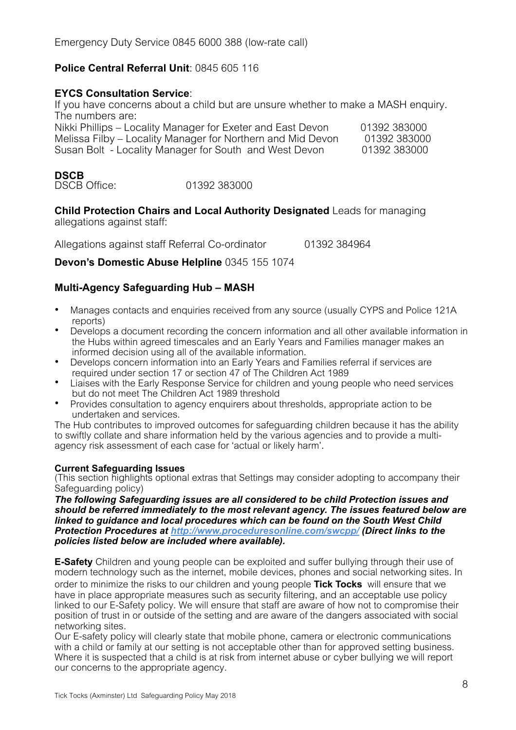Emergency Duty Service 0845 6000 388 (low-rate call)

**Police Central Referral Unit**: 0845 605 116

**EYCS Consultation Service**:
If you have concerns about a child but are unsure whether to make a MASH enquiry. The numbers are:
Nikki Phillips – Locality Manager for Exeter and East Devon 01392 383000
Melissa Filby – Locality Manager for Northern and Mid Devon 01392 383000
Susan Bolt - Locality Manager for South and West Devon 01392 383000

**DSCB**
DSCB Office: 01392 383000

**Child Protection Chairs and Local Authority Designated** Leads for managing allegations against staff:

Allegations against staff Referral Co-ordinator 01392 384964

**Devon's Domestic Abuse Helpline** 0345 155 1074

**Multi-Agency Safeguarding Hub – MASH**

- Manages contacts and enquiries received from any source (usually CYPS and Police 121A reports)
- Develops a document recording the concern information and all other available information in the Hubs within agreed timescales and an Early Years and Families manager makes an informed decision using all of the available information.
- Develops concern information into an Early Years and Families referral if services are required under section 17 or section 47 of The Children Act 1989
- Liaises with the Early Response Service for children and young people who need services but do not meet The Children Act 1989 threshold
- Provides consultation to agency enquirers about thresholds, appropriate action to be undertaken and services.

The Hub contributes to improved outcomes for safeguarding children because it has the ability to swiftly collate and share information held by the various agencies and to provide a multi-agency risk assessment of each case for 'actual or likely harm'.

**Current Safeguarding Issues**
(This section highlights optional extras that Settings may consider adopting to accompany their Safeguarding policy)
***The following Safeguarding issues are all considered to be child Protection issues and should be referred immediately to the most relevant agency. The issues featured below are linked to guidance and local procedures which can be found on the South West Child Protection Procedures at [http://www.proceduresonline.com/swcpp/](http://www.proceduresonline.com/swcpp/) (Direct links to the policies listed below are included where available).***

**E-Safety** Children and young people can be exploited and suffer bullying through their use of modern technology such as the internet, mobile devices, phones and social networking sites. In order to minimize the risks to our children and young people **Tick Tocks** will ensure that we have in place appropriate measures such as security filtering, and an acceptable use policy linked to our E-Safety policy. We will ensure that staff are aware of how not to compromise their position of trust in or outside of the setting and are aware of the dangers associated with social networking sites.
Our E-safety policy will clearly state that mobile phone, camera or electronic communications with a child or family at our setting is not acceptable other than for approved setting business. Where it is suspected that a child is at risk from internet abuse or cyber bullying we will report our concerns to the appropriate agency.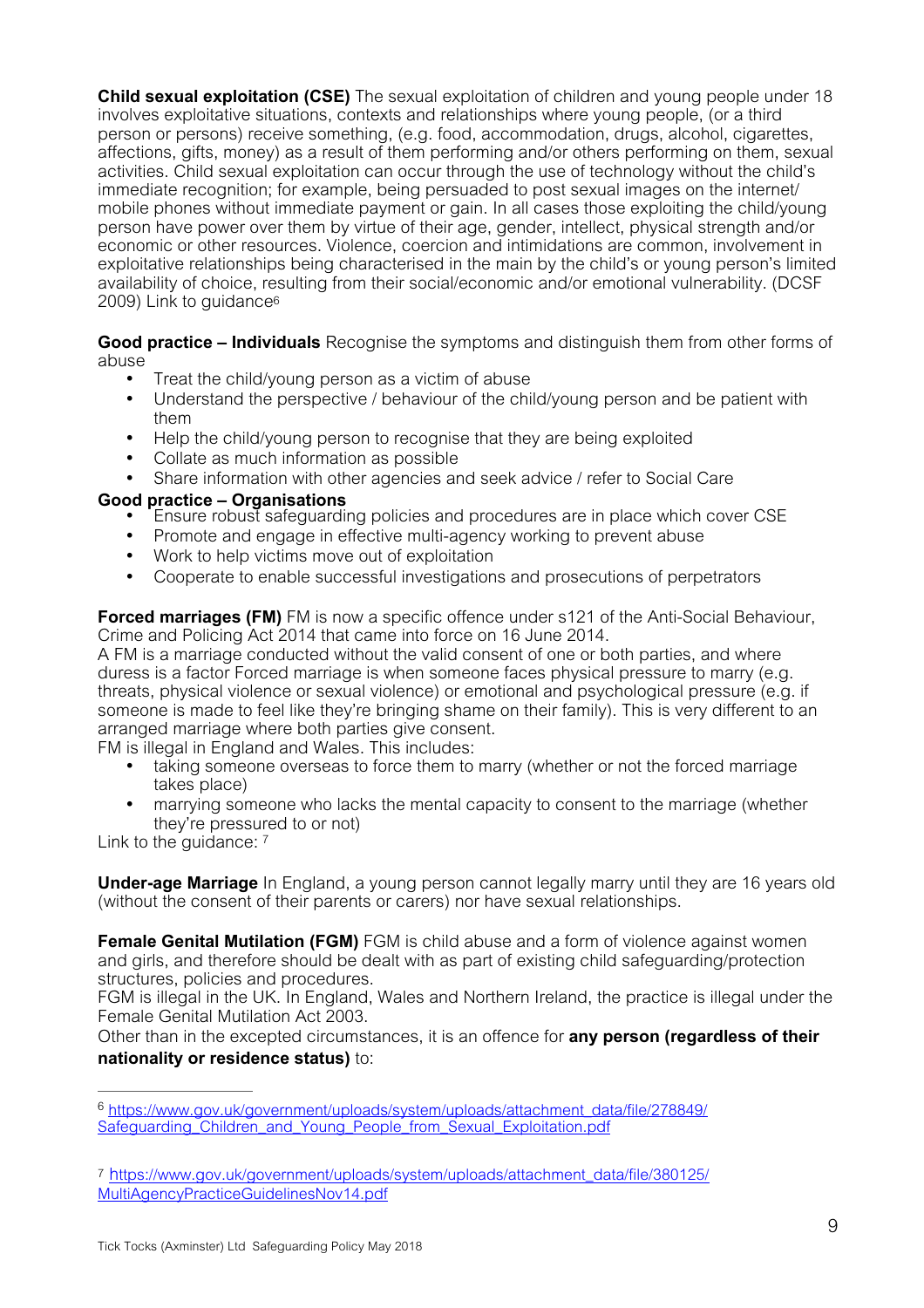**Child sexual exploitation (CSE)** The sexual exploitation of children and young people under 18 involves exploitative situations, contexts and relationships where young people, (or a third person or persons) receive something, (e.g. food, accommodation, drugs, alcohol, cigarettes, affections, gifts, money) as a result of them performing and/or others performing on them, sexual activities. Child sexual exploitation can occur through the use of technology without the child's immediate recognition; for example, being persuaded to post sexual images on the internet/ mobile phones without immediate payment or gain. In all cases those exploiting the child/young person have power over them by virtue of their age, gender, intellect, physical strength and/or economic or other resources. Violence, coercion and intimidations are common, involvement in exploitative relationships being characterised in the main by the child's or young person's limited availability of choice, resulting from their social/economic and/or emotional vulnerability. (DCSF 2009) Link to guidance[6]

**Good practice – Individuals** Recognise the symptoms and distinguish them from other forms of abuse

- Treat the child/young person as a victim of abuse
- Understand the perspective / behaviour of the child/young person and be patient with them
- Help the child/young person to recognise that they are being exploited
- Collate as much information as possible
- Share information with other agencies and seek advice / refer to Social Care

**Good practice – Organisations**

- Ensure robust safeguarding policies and procedures are in place which cover CSE
- Promote and engage in effective multi-agency working to prevent abuse
- Work to help victims move out of exploitation
- Cooperate to enable successful investigations and prosecutions of perpetrators

**Forced marriages (FM)** FM is now a specific offence under s121 of the Anti-Social Behaviour, Crime and Policing Act 2014 that came into force on 16 June 2014.

A FM is a marriage conducted without the valid consent of one or both parties, and where duress is a factor Forced marriage is when someone faces physical pressure to marry (e.g. threats, physical violence or sexual violence) or emotional and psychological pressure (e.g. if someone is made to feel like they're bringing shame on their family). This is very different to an arranged marriage where both parties give consent.

FM is illegal in England and Wales. This includes:

- taking someone overseas to force them to marry (whether or not the forced marriage takes place)
- marrying someone who lacks the mental capacity to consent to the marriage (whether they're pressured to or not)

Link to the guidance: [7]

**Under-age Marriage** In England, a young person cannot legally marry until they are 16 years old (without the consent of their parents or carers) nor have sexual relationships.

**Female Genital Mutilation (FGM)** FGM is child abuse and a form of violence against women and girls, and therefore should be dealt with as part of existing child safeguarding/protection structures, policies and procedures.

FGM is illegal in the UK. In England, Wales and Northern Ireland, the practice is illegal under the Female Genital Mutilation Act 2003.

Other than in the excepted circumstances, it is an offence for **any person (regardless of their nationality or residence status)** to:

---

[6] https://www.gov.uk/government/uploads/system/uploads/attachment_data/file/278849/Safeguarding_Children_and_Young_People_from_Sexual_Exploitation.pdf

[7] https://www.gov.uk/government/uploads/system/uploads/attachment_data/file/380125/MultiAgencyPracticeGuidelinesNov14.pdf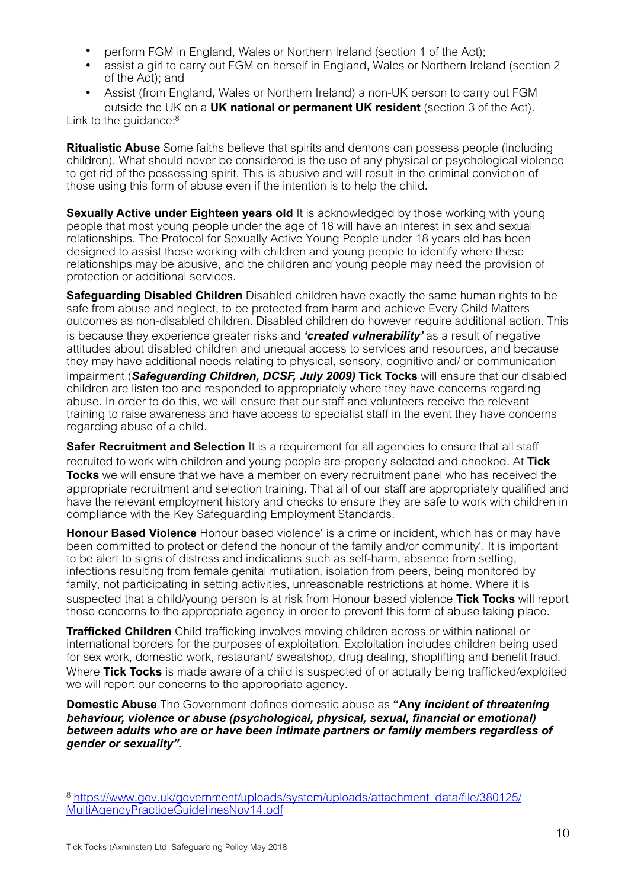- perform FGM in England, Wales or Northern Ireland (section 1 of the Act);
- assist a girl to carry out FGM on herself in England, Wales or Northern Ireland (section 2 of the Act); and
- Assist (from England, Wales or Northern Ireland) a non-UK person to carry out FGM outside the UK on a **UK national or permanent UK resident** (section 3 of the Act).

Link to the guidance:[8]

**Ritualistic Abuse** Some faiths believe that spirits and demons can possess people (including children). What should never be considered is the use of any physical or psychological violence to get rid of the possessing spirit. This is abusive and will result in the criminal conviction of those using this form of abuse even if the intention is to help the child.

**Sexually Active under Eighteen years old** It is acknowledged by those working with young people that most young people under the age of 18 will have an interest in sex and sexual relationships. The Protocol for Sexually Active Young People under 18 years old has been designed to assist those working with children and young people to identify where these relationships may be abusive, and the children and young people may need the provision of protection or additional services.

**Safeguarding Disabled Children** Disabled children have exactly the same human rights to be safe from abuse and neglect, to be protected from harm and achieve Every Child Matters outcomes as non-disabled children. Disabled children do however require additional action. This is because they experience greater risks and ***'created vulnerability'*** as a result of negative attitudes about disabled children and unequal access to services and resources, and because they may have additional needs relating to physical, sensory, cognitive and/ or communication impairment (***Safeguarding Children, DCSF, July 2009)*** **Tick Tocks** will ensure that our disabled children are listen too and responded to appropriately where they have concerns regarding abuse. In order to do this, we will ensure that our staff and volunteers receive the relevant training to raise awareness and have access to specialist staff in the event they have concerns regarding abuse of a child.

**Safer Recruitment and Selection** It is a requirement for all agencies to ensure that all staff recruited to work with children and young people are properly selected and checked. At **Tick Tocks** we will ensure that we have a member on every recruitment panel who has received the appropriate recruitment and selection training. That all of our staff are appropriately qualified and have the relevant employment history and checks to ensure they are safe to work with children in compliance with the Key Safeguarding Employment Standards.

**Honour Based Violence** Honour based violence' is a crime or incident, which has or may have been committed to protect or defend the honour of the family and/or community'. It is important to be alert to signs of distress and indications such as self-harm, absence from setting, infections resulting from female genital mutilation, isolation from peers, being monitored by family, not participating in setting activities, unreasonable restrictions at home. Where it is suspected that a child/young person is at risk from Honour based violence **Tick Tocks** will report those concerns to the appropriate agency in order to prevent this form of abuse taking place.

**Trafficked Children** Child trafficking involves moving children across or within national or international borders for the purposes of exploitation. Exploitation includes children being used for sex work, domestic work, restaurant/ sweatshop, drug dealing, shoplifting and benefit fraud. Where **Tick Tocks** is made aware of a child is suspected of or actually being trafficked/exploited we will report our concerns to the appropriate agency.

**Domestic Abuse** The Government defines domestic abuse as **"Any *incident of threatening behaviour, violence or abuse (psychological, physical, sexual, financial or emotional) between adults who are or have been intimate partners or family members regardless of gender or sexuality".***

[8] https://www.gov.uk/government/uploads/system/uploads/attachment_data/file/380125/MultiAgencyPracticeGuidelinesNov14.pdf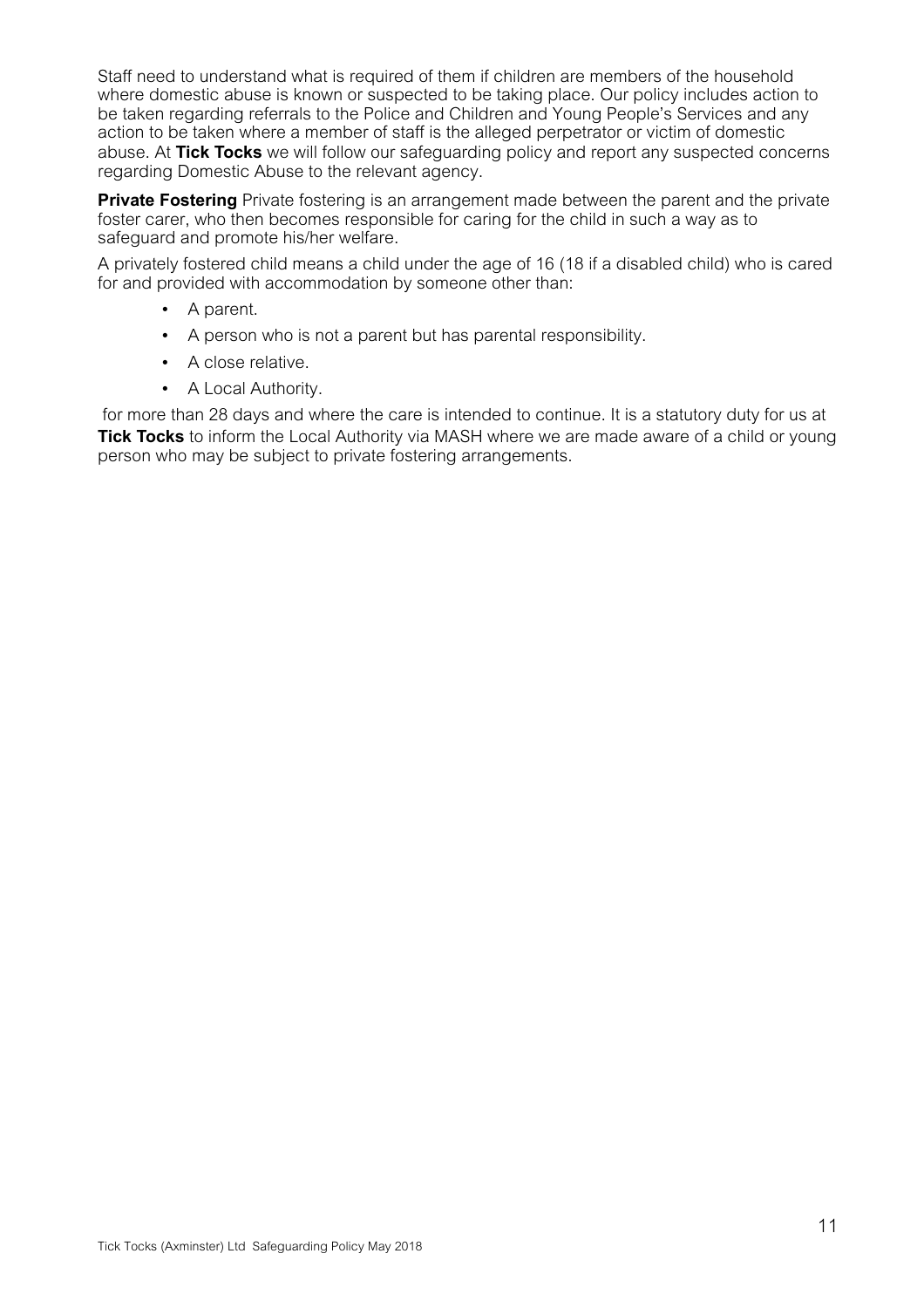Staff need to understand what is required of them if children are members of the household where domestic abuse is known or suspected to be taking place. Our policy includes action to be taken regarding referrals to the Police and Children and Young People's Services and any action to be taken where a member of staff is the alleged perpetrator or victim of domestic abuse. At **Tick Tocks** we will follow our safeguarding policy and report any suspected concerns regarding Domestic Abuse to the relevant agency.

**Private Fostering** Private fostering is an arrangement made between the parent and the private foster carer, who then becomes responsible for caring for the child in such a way as to safeguard and promote his/her welfare.

A privately fostered child means a child under the age of 16 (18 if a disabled child) who is cared for and provided with accommodation by someone other than:

- A parent.
- A person who is not a parent but has parental responsibility.
- A close relative.
- A Local Authority.

for more than 28 days and where the care is intended to continue. It is a statutory duty for us at **Tick Tocks** to inform the Local Authority via MASH where we are made aware of a child or young person who may be subject to private fostering arrangements.